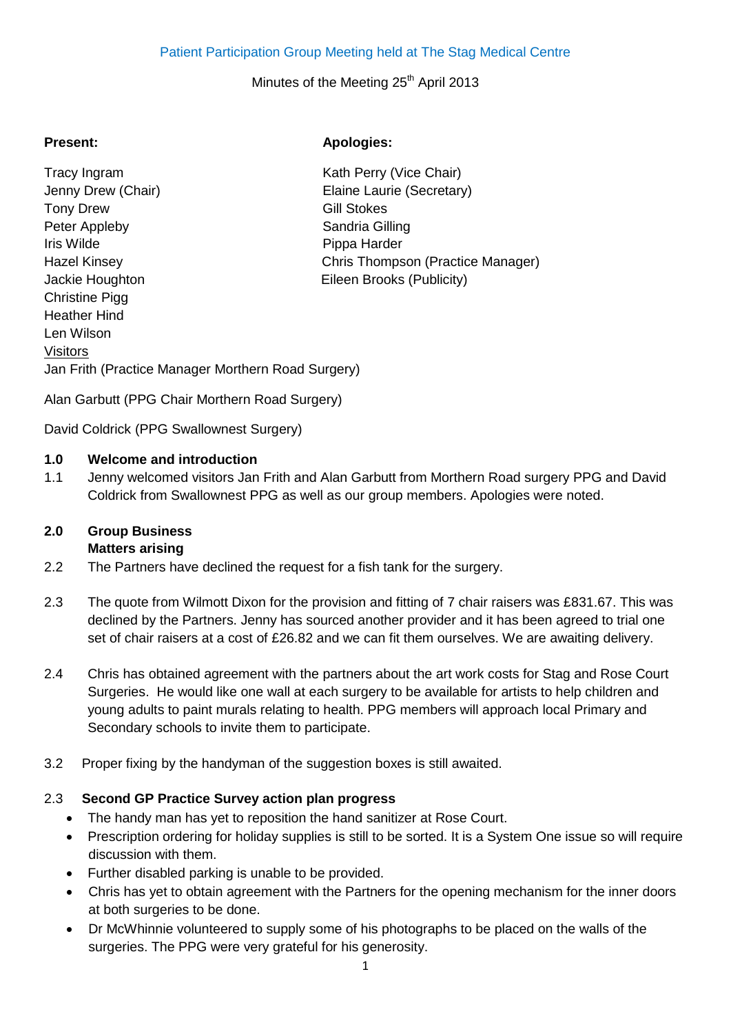Patient Participation Group Meeting held at The Stag Medical Centre

Minutes of the Meeting 25th April 2013

| **Present:** | **Apologies:** |
|---|---|
| Tracy Ingram | Kath Perry (Vice Chair) |
| Jenny Drew (Chair) | Elaine Laurie (Secretary) |
| Tony Drew | Gill Stokes |
| Peter Appleby | Sandria Gilling |
| Iris Wilde | Pippa Harder |
| Hazel Kinsey | Chris Thompson (Practice Manager) |
| Jackie Houghton | Eileen Brooks (Publicity) |
| Christine Pigg | |
| Heather Hind | |
| Len Wilson | |

Visitors

Jan Frith (Practice Manager Morthern Road Surgery)

Alan Garbutt (PPG Chair Morthern Road Surgery)

David Coldrick (PPG Swallownest Surgery)

**1.0 Welcome and introduction**

1.1 Jenny welcomed visitors Jan Frith and Alan Garbutt from Morthern Road surgery PPG and David Coldrick from Swallownest PPG as well as our group members. Apologies were noted.

**2.0 Group Business**
**Matters arising**

2.2 The Partners have declined the request for a fish tank for the surgery.

2.3 The quote from Wilmott Dixon for the provision and fitting of 7 chair raisers was £831.67. This was declined by the Partners. Jenny has sourced another provider and it has been agreed to trial one set of chair raisers at a cost of £26.82 and we can fit them ourselves. We are awaiting delivery.

2.4 Chris has obtained agreement with the partners about the art work costs for Stag and Rose Court Surgeries. He would like one wall at each surgery to be available for artists to help children and young adults to paint murals relating to health. PPG members will approach local Primary and Secondary schools to invite them to participate.

3.2 Proper fixing by the handyman of the suggestion boxes is still awaited.

2.3 **Second GP Practice Survey action plan progress**

- The handy man has yet to reposition the hand sanitizer at Rose Court.
- Prescription ordering for holiday supplies is still to be sorted. It is a System One issue so will require discussion with them.
- Further disabled parking is unable to be provided.
- Chris has yet to obtain agreement with the Partners for the opening mechanism for the inner doors at both surgeries to be done.
- Dr McWhinnie volunteered to supply some of his photographs to be placed on the walls of the surgeries. The PPG were very grateful for his generosity.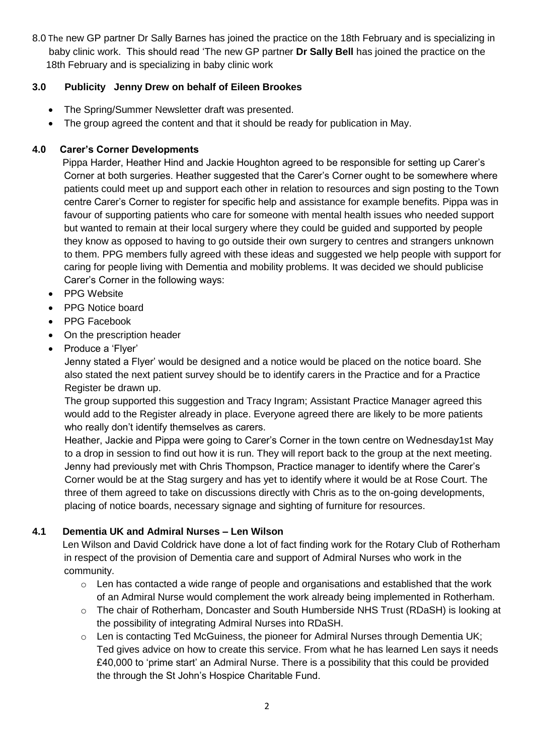8.0 The new GP partner Dr Sally Barnes has joined the practice on the 18th February and is specializing in baby clinic work. This should read 'The new GP partner **Dr Sally Bell** has joined the practice on the 18th February and is specializing in baby clinic work

### 3.0 Publicity Jenny Drew on behalf of Eileen Brookes

- The Spring/Summer Newsletter draft was presented.
- The group agreed the content and that it should be ready for publication in May.

### 4.0 Carer's Corner Developments

Pippa Harder, Heather Hind and Jackie Houghton agreed to be responsible for setting up Carer's Corner at both surgeries. Heather suggested that the Carer's Corner ought to be somewhere where patients could meet up and support each other in relation to resources and sign posting to the Town centre Carer's Corner to register for specific help and assistance for example benefits. Pippa was in favour of supporting patients who care for someone with mental health issues who needed support but wanted to remain at their local surgery where they could be guided and supported by people they know as opposed to having to go outside their own surgery to centres and strangers unknown to them. PPG members fully agreed with these ideas and suggested we help people with support for caring for people living with Dementia and mobility problems. It was decided we should publicise Carer's Corner in the following ways:

- PPG Website
- PPG Notice board
- PPG Facebook
- On the prescription header
- Produce a 'Flyer'

Jenny stated a Flyer' would be designed and a notice would be placed on the notice board. She also stated the next patient survey should be to identify carers in the Practice and for a Practice Register be drawn up.

The group supported this suggestion and Tracy Ingram; Assistant Practice Manager agreed this would add to the Register already in place. Everyone agreed there are likely to be more patients who really don't identify themselves as carers.

Heather, Jackie and Pippa were going to Carer's Corner in the town centre on Wednesday1st May to a drop in session to find out how it is run. They will report back to the group at the next meeting. Jenny had previously met with Chris Thompson, Practice manager to identify where the Carer's Corner would be at the Stag surgery and has yet to identify where it would be at Rose Court. The three of them agreed to take on discussions directly with Chris as to the on-going developments, placing of notice boards, necessary signage and sighting of furniture for resources.

### 4.1 Dementia UK and Admiral Nurses – Len Wilson

Len Wilson and David Coldrick have done a lot of fact finding work for the Rotary Club of Rotherham in respect of the provision of Dementia care and support of Admiral Nurses who work in the community.

- Len has contacted a wide range of people and organisations and established that the work of an Admiral Nurse would complement the work already being implemented in Rotherham.
- The chair of Rotherham, Doncaster and South Humberside NHS Trust (RDaSH) is looking at the possibility of integrating Admiral Nurses into RDaSH.
- Len is contacting Ted McGuiness, the pioneer for Admiral Nurses through Dementia UK; Ted gives advice on how to create this service. From what he has learned Len says it needs £40,000 to 'prime start' an Admiral Nurse. There is a possibility that this could be provided the through the St John's Hospice Charitable Fund.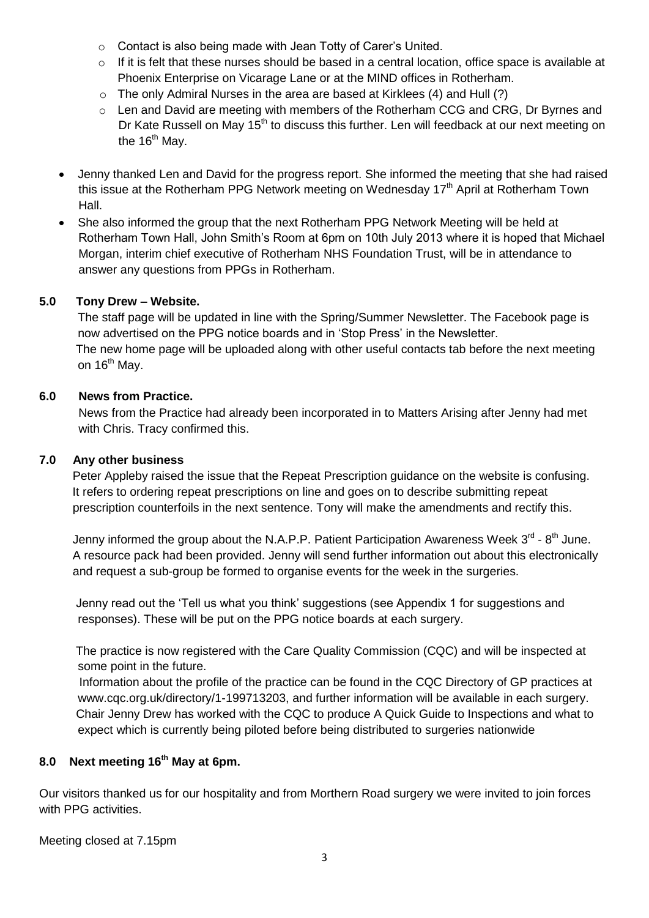- Contact is also being made with Jean Totty of Carer's United.
  - If it is felt that these nurses should be based in a central location, office space is available at Phoenix Enterprise on Vicarage Lane or at the MIND offices in Rotherham.
  - The only Admiral Nurses in the area are based at Kirklees (4) and Hull (?)
  - Len and David are meeting with members of the Rotherham CCG and CRG, Dr Byrnes and Dr Kate Russell on May 15th to discuss this further. Len will feedback at our next meeting on the 16th May.

- Jenny thanked Len and David for the progress report. She informed the meeting that she had raised this issue at the Rotherham PPG Network meeting on Wednesday 17th April at Rotherham Town Hall.
- She also informed the group that the next Rotherham PPG Network Meeting will be held at Rotherham Town Hall, John Smith's Room at 6pm on 10th July 2013 where it is hoped that Michael Morgan, interim chief executive of Rotherham NHS Foundation Trust, will be in attendance to answer any questions from PPGs in Rotherham.

**5.0 Tony Drew – Website.**

The staff page will be updated in line with the Spring/Summer Newsletter. The Facebook page is now advertised on the PPG notice boards and in 'Stop Press' in the Newsletter.
The new home page will be uploaded along with other useful contacts tab before the next meeting on 16th May.

**6.0 News from Practice.**

News from the Practice had already been incorporated in to Matters Arising after Jenny had met with Chris. Tracy confirmed this.

**7.0 Any other business**

Peter Appleby raised the issue that the Repeat Prescription guidance on the website is confusing. It refers to ordering repeat prescriptions on line and goes on to describe submitting repeat prescription counterfoils in the next sentence. Tony will make the amendments and rectify this.

Jenny informed the group about the N.A.P.P. Patient Participation Awareness Week 3rd - 8th June. A resource pack had been provided. Jenny will send further information out about this electronically and request a sub-group be formed to organise events for the week in the surgeries.

Jenny read out the 'Tell us what you think' suggestions (see Appendix 1 for suggestions and responses). These will be put on the PPG notice boards at each surgery.

The practice is now registered with the Care Quality Commission (CQC) and will be inspected at some point in the future.
Information about the profile of the practice can be found in the CQC Directory of GP practices at www.cqc.org.uk/directory/1-199713203, and further information will be available in each surgery.
Chair Jenny Drew has worked with the CQC to produce A Quick Guide to Inspections and what to expect which is currently being piloted before being distributed to surgeries nationwide

**8.0 Next meeting 16th May at 6pm.**

Our visitors thanked us for our hospitality and from Morthern Road surgery we were invited to join forces with PPG activities.

Meeting closed at 7.15pm